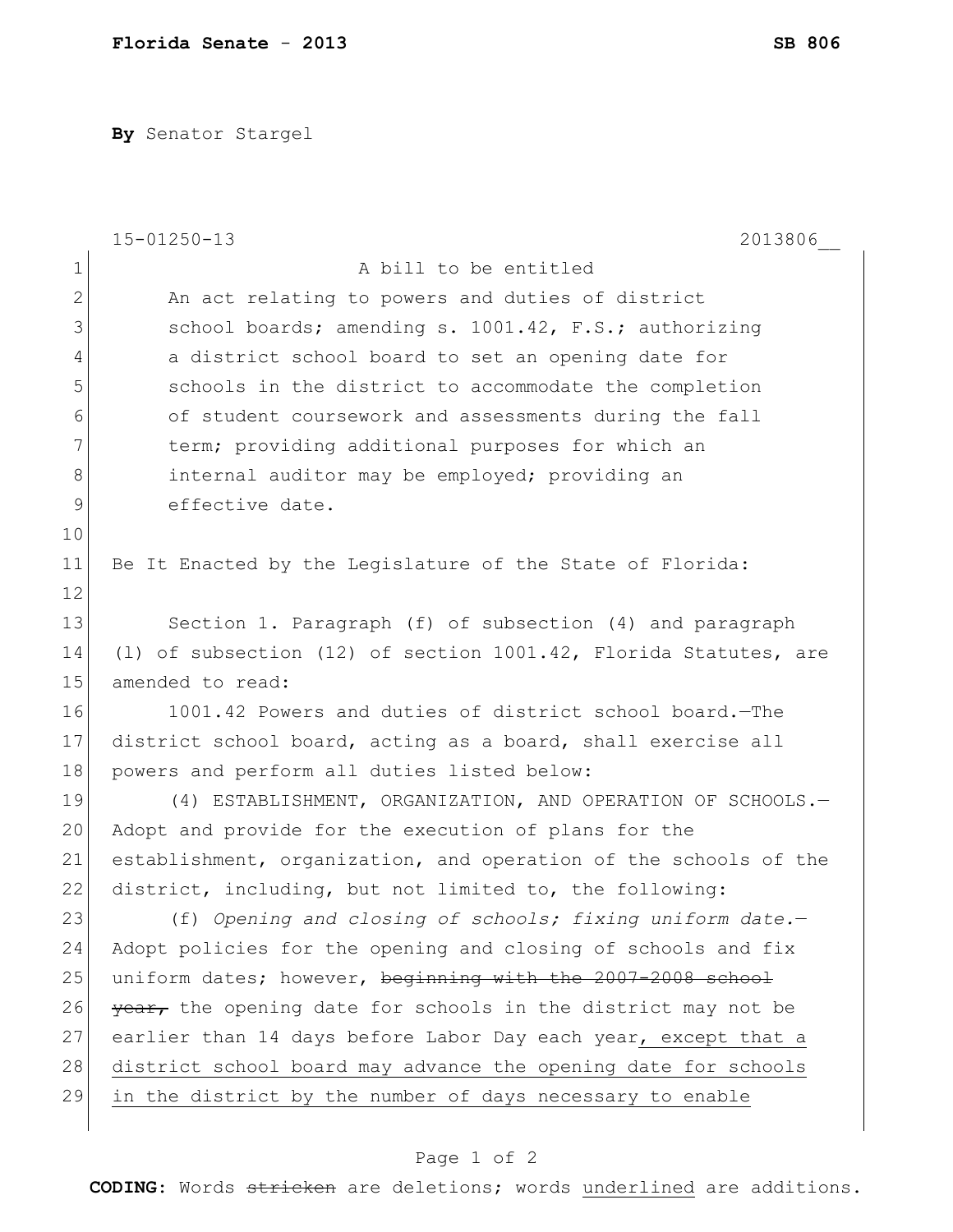**By** Senator Stargel

15-01250-13 2013806__

A bill to be entitled

An act relating to powers and duties of district school boards; amending s. 1001.42, F.S.; authorizing a district school board to set an opening date for schools in the district to accommodate the completion of student coursework and assessments during the fall term; providing additional purposes for which an internal auditor may be employed; providing an effective date.

Be It Enacted by the Legislature of the State of Florida:

Section 1. Paragraph (f) of subsection (4) and paragraph (l) of subsection (12) of section 1001.42, Florida Statutes, are amended to read:

1001.42 Powers and duties of district school board.—The district school board, acting as a board, shall exercise all powers and perform all duties listed below:

(4) ESTABLISHMENT, ORGANIZATION, AND OPERATION OF SCHOOLS.—Adopt and provide for the execution of plans for the establishment, organization, and operation of the schools of the district, including, but not limited to, the following:

(f) *Opening and closing of schools; fixing uniform date.*—Adopt policies for the opening and closing of schools and fix uniform dates; however, ~~beginning with the 2007-2008 school year,~~ the opening date for schools in the district may not be earlier than 14 days before Labor Day each year, except that a district school board may advance the opening date for schools in the district by the number of days necessary to enable

**CODING:** Words ~~stricken~~ are deletions; words underlined are additions.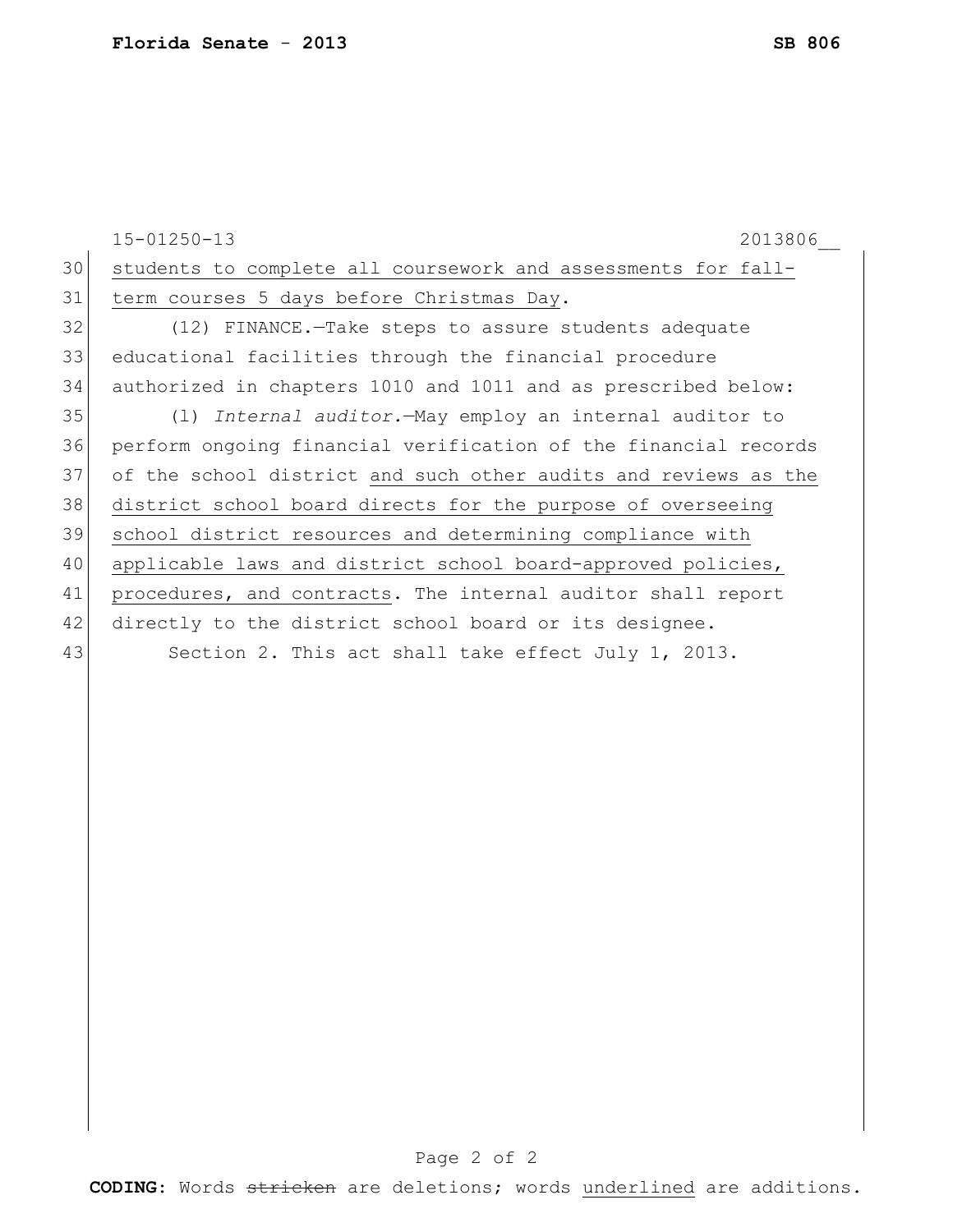15-01250-13 2013806__

30 students to complete all coursework and assessments for fall-
31 term courses 5 days before Christmas Day.

32 (12) FINANCE.—Take steps to assure students adequate
33 educational facilities through the financial procedure
34 authorized in chapters 1010 and 1011 and as prescribed below:

35 (l) *Internal auditor.*—May employ an internal auditor to
36 perform ongoing financial verification of the financial records
37 of the school district and such other audits and reviews as the
38 district school board directs for the purpose of overseeing
39 school district resources and determining compliance with
40 applicable laws and district school board-approved policies,
41 procedures, and contracts. The internal auditor shall report
42 directly to the district school board or its designee.

43 Section 2. This act shall take effect July 1, 2013.

**CODING:** Words ~~stricken~~ are deletions; words underlined are additions.